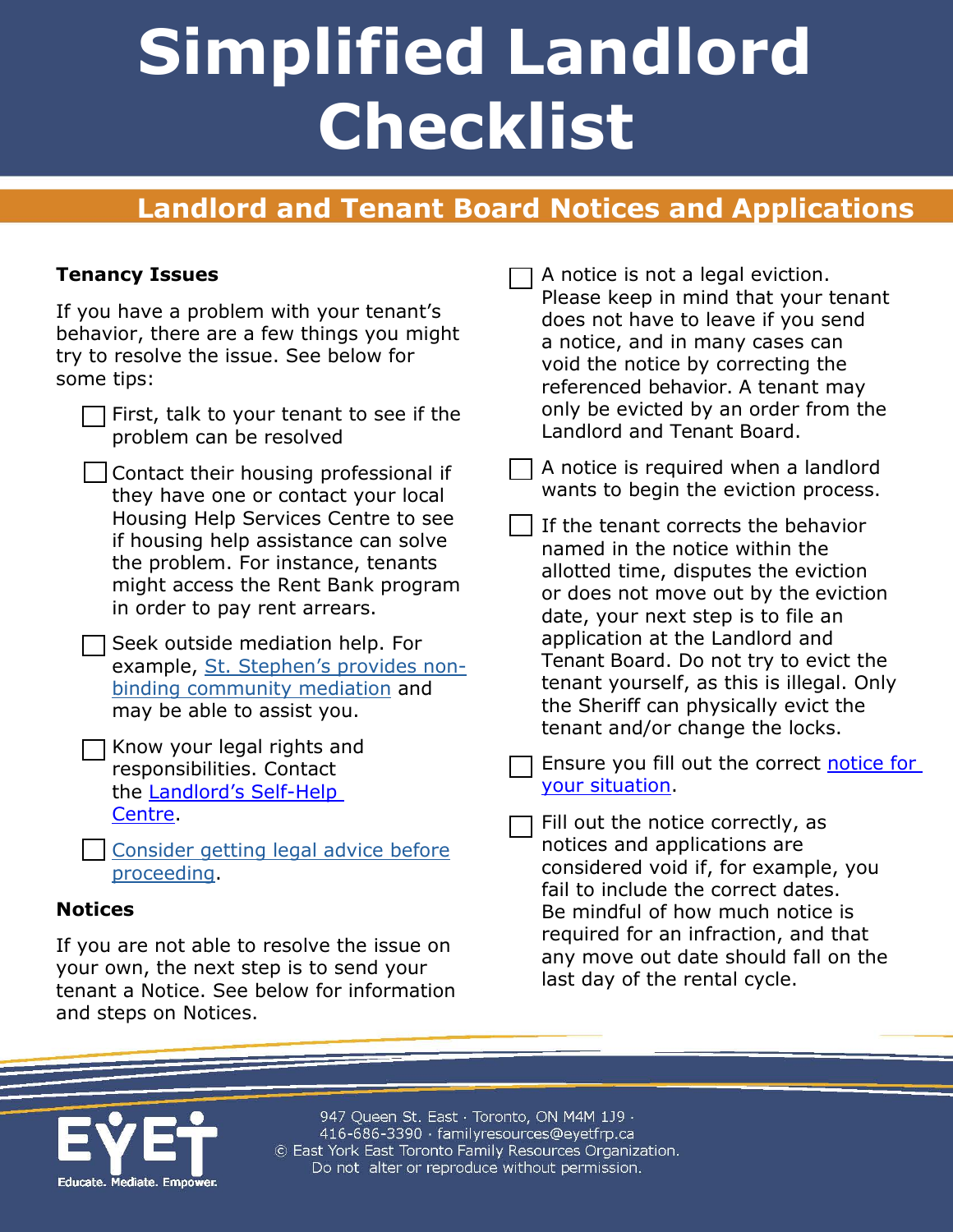# Simplified Landlord Checklist

## Landlord and Tenant Board Notices and Applications

### Tenancy Issues

If you have a problem with your tenant's behavior, there are a few things you might try to resolve the issue. See below for some tips:

- [ ] First, talk to your tenant to see if the problem can be resolved
- [ ] Contact their housing professional if they have one or contact your local Housing Help Services Centre to see if housing help assistance can solve the problem. For instance, tenants might access the Rent Bank program in order to pay rent arrears.
- [ ] Seek outside mediation help. For example, St. Stephen's provides non-binding community mediation and may be able to assist you.
- [ ] Know your legal rights and responsibilities. Contact the Landlord's Self-Help Centre.
- [ ] Consider getting legal advice before proceeding.

### Notices

If you are not able to resolve the issue on your own, the next step is to send your tenant a Notice. See below for information and steps on Notices.

- [ ] A notice is not a legal eviction. Please keep in mind that your tenant does not have to leave if you send a notice, and in many cases can void the notice by correcting the referenced behavior. A tenant may only be evicted by an order from the Landlord and Tenant Board.
- [ ] A notice is required when a landlord wants to begin the eviction process.
- [ ] If the tenant corrects the behavior named in the notice within the allotted time, disputes the eviction or does not move out by the eviction date, your next step is to file an application at the Landlord and Tenant Board. Do not try to evict the tenant yourself, as this is illegal. Only the Sheriff can physically evict the tenant and/or change the locks.
- [ ] Ensure you fill out the correct notice for your situation.
- [ ] Fill out the notice correctly, as notices and applications are considered void if, for example, you fail to include the correct dates. Be mindful of how much notice is required for an infraction, and that any move out date should fall on the last day of the rental cycle.

EYET Educate. Mediate. Empower.

947 Queen St. East · Toronto, ON M4M 1J9 · 416-686-3390 · familyresources@eyetfrp.ca
© East York East Toronto Family Resources Organization. Do not alter or reproduce without permission.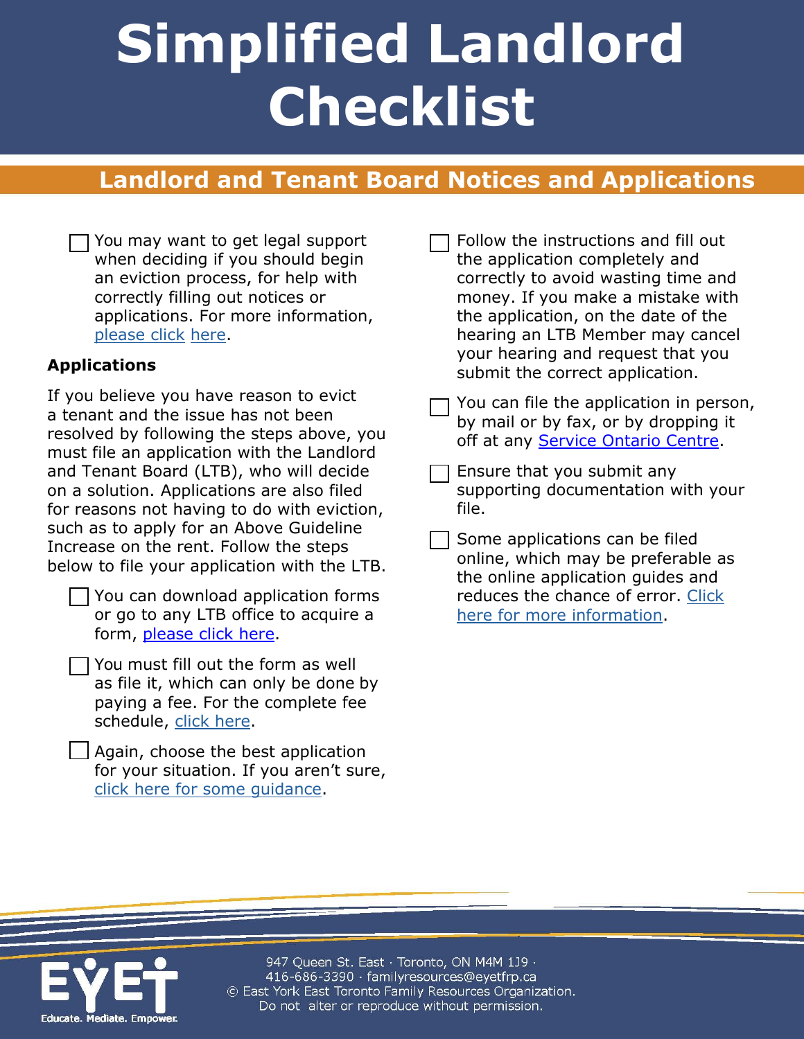# Simplified Landlord Checklist

## Landlord and Tenant Board Notices and Applications

- [ ] You may want to get legal support when deciding if you should begin an eviction process, for help with correctly filling out notices or applications. For more information, please click here.

### Applications

If you believe you have reason to evict a tenant and the issue has not been resolved by following the steps above, you must file an application with the Landlord and Tenant Board (LTB), who will decide on a solution. Applications are also filed for reasons not having to do with eviction, such as to apply for an Above Guideline Increase on the rent. Follow the steps below to file your application with the LTB.

- [ ] You can download application forms or go to any LTB office to acquire a form, please click here.
- [ ] You must fill out the form as well as file it, which can only be done by paying a fee. For the complete fee schedule, click here.
- [ ] Again, choose the best application for your situation. If you aren't sure, click here for some guidance.
- [ ] Follow the instructions and fill out the application completely and correctly to avoid wasting time and money. If you make a mistake with the application, on the date of the hearing an LTB Member may cancel your hearing and request that you submit the correct application.
- [ ] You can file the application in person, by mail or by fax, or by dropping it off at any Service Ontario Centre.
- [ ] Ensure that you submit any supporting documentation with your file.
- [ ] Some applications can be filed online, which may be preferable as the online application guides and reduces the chance of error. Click here for more information.

EYET Educate. Mediate. Empower.

947 Queen St. East · Toronto, ON M4M 1J9 · 416-686-3390 · familyresources@eyetfrp.ca
© East York East Toronto Family Resources Organization. Do not alter or reproduce without permission.